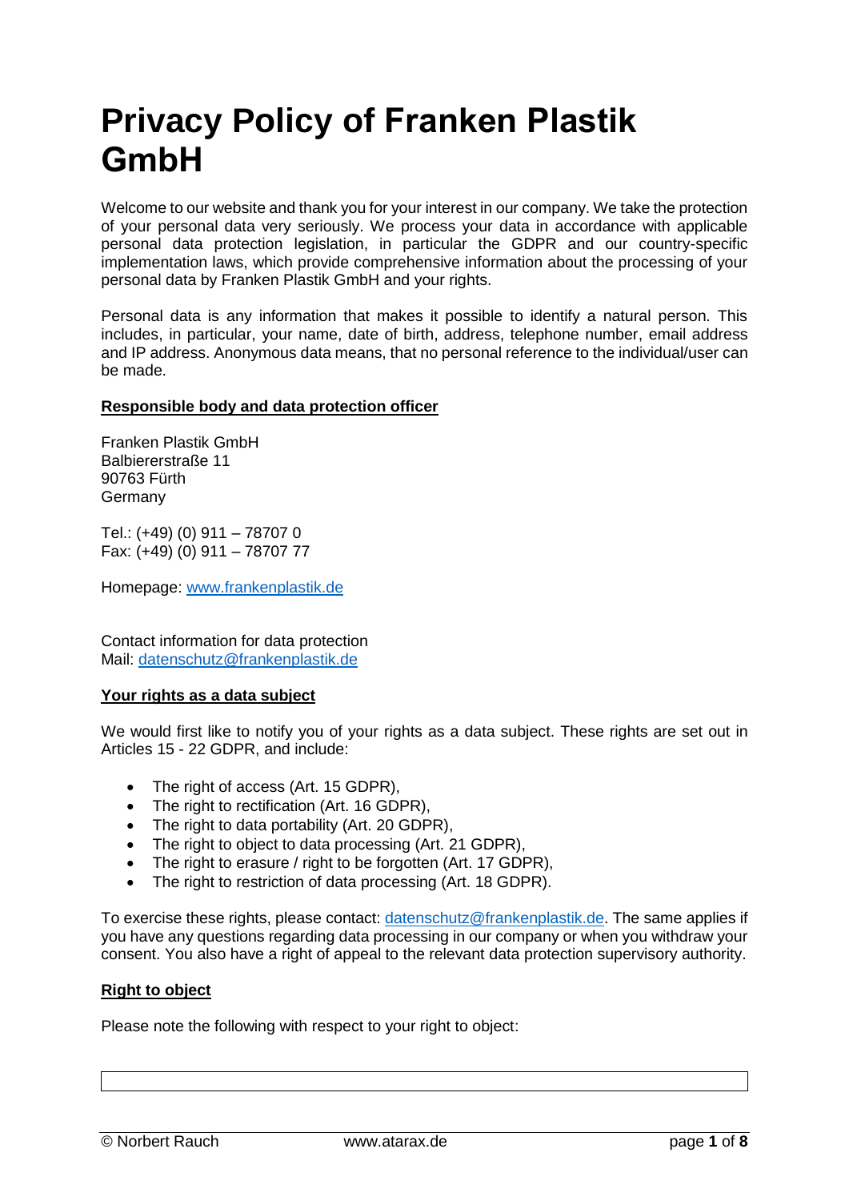# Privacy Policy of Franken Plastik GmbH

Welcome to our website and thank you for your interest in our company. We take the protection of your personal data very seriously. We process your data in accordance with applicable personal data protection legislation, in particular the GDPR and our country-specific implementation laws, which provide comprehensive information about the processing of your personal data by Franken Plastik GmbH and your rights.

Personal data is any information that makes it possible to identify a natural person. This includes, in particular, your name, date of birth, address, telephone number, email address and IP address. Anonymous data means, that no personal reference to the individual/user can be made.

**Responsible body and data protection officer**

Franken Plastik GmbH
Balbiererstraße 11
90763 Fürth
Germany

Tel.: (+49) (0) 911 – 78707 0
Fax: (+49) (0) 911 – 78707 77

Homepage: www.frankenplastik.de

Contact information for data protection
Mail: datenschutz@frankenplastik.de

**Your rights as a data subject**

We would first like to notify you of your rights as a data subject. These rights are set out in Articles 15 - 22 GDPR, and include:

- The right of access (Art. 15 GDPR),
- The right to rectification (Art. 16 GDPR),
- The right to data portability (Art. 20 GDPR),
- The right to object to data processing (Art. 21 GDPR),
- The right to erasure / right to be forgotten (Art. 17 GDPR),
- The right to restriction of data processing (Art. 18 GDPR).

To exercise these rights, please contact: datenschutz@frankenplastik.de. The same applies if you have any questions regarding data processing in our company or when you withdraw your consent. You also have a right of appeal to the relevant data protection supervisory authority.

**Right to object**

Please note the following with respect to your right to object: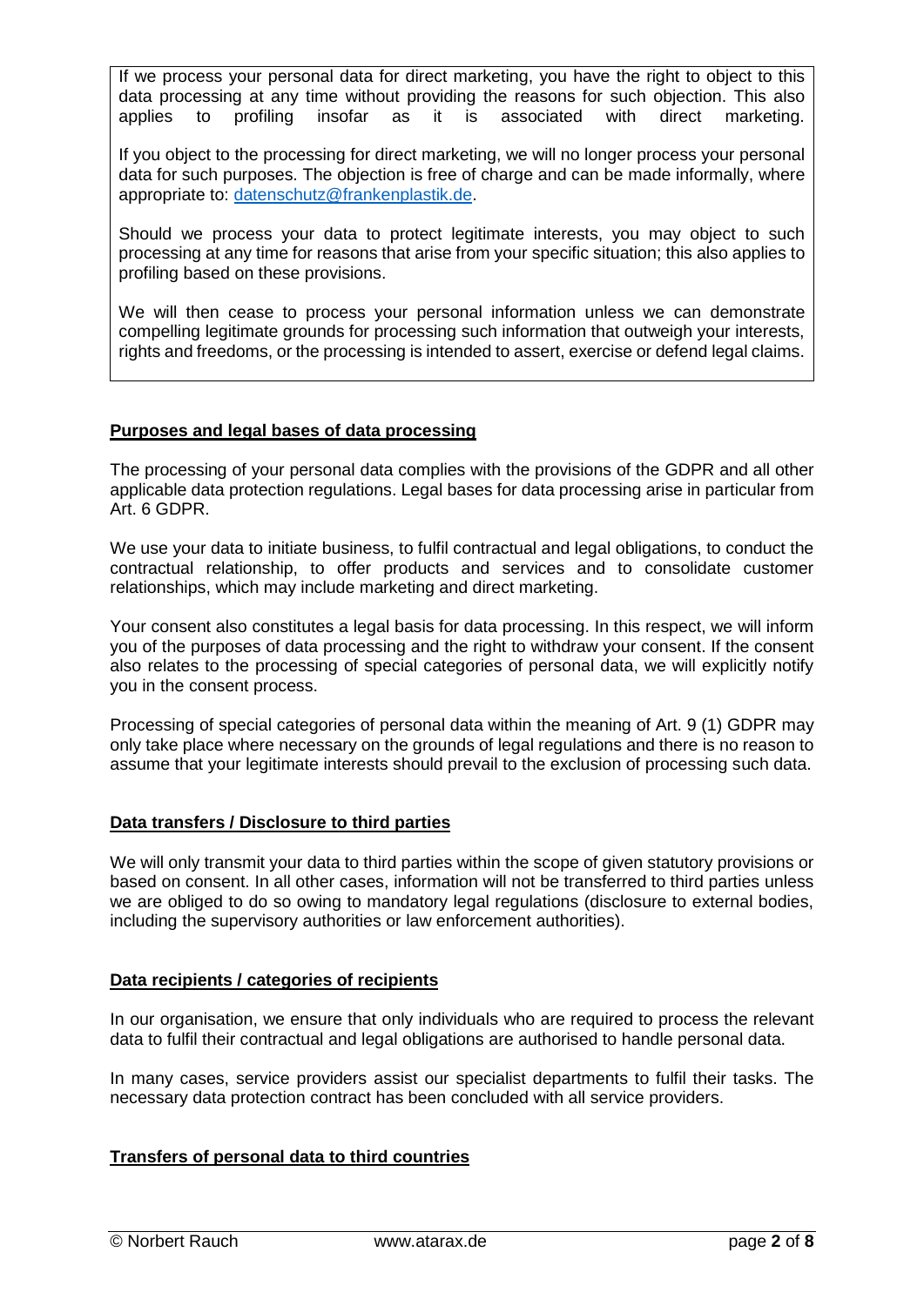If we process your personal data for direct marketing, you have the right to object to this data processing at any time without providing the reasons for such objection. This also applies to profiling insofar as it is associated with direct marketing.

If you object to the processing for direct marketing, we will no longer process your personal data for such purposes. The objection is free of charge and can be made informally, where appropriate to: datenschutz@frankenplastik.de.

Should we process your data to protect legitimate interests, you may object to such processing at any time for reasons that arise from your specific situation; this also applies to profiling based on these provisions.

We will then cease to process your personal information unless we can demonstrate compelling legitimate grounds for processing such information that outweigh your interests, rights and freedoms, or the processing is intended to assert, exercise or defend legal claims.

## Purposes and legal bases of data processing

The processing of your personal data complies with the provisions of the GDPR and all other applicable data protection regulations. Legal bases for data processing arise in particular from Art. 6 GDPR.

We use your data to initiate business, to fulfil contractual and legal obligations, to conduct the contractual relationship, to offer products and services and to consolidate customer relationships, which may include marketing and direct marketing.

Your consent also constitutes a legal basis for data processing. In this respect, we will inform you of the purposes of data processing and the right to withdraw your consent. If the consent also relates to the processing of special categories of personal data, we will explicitly notify you in the consent process.

Processing of special categories of personal data within the meaning of Art. 9 (1) GDPR may only take place where necessary on the grounds of legal regulations and there is no reason to assume that your legitimate interests should prevail to the exclusion of processing such data.

## Data transfers / Disclosure to third parties

We will only transmit your data to third parties within the scope of given statutory provisions or based on consent. In all other cases, information will not be transferred to third parties unless we are obliged to do so owing to mandatory legal regulations (disclosure to external bodies, including the supervisory authorities or law enforcement authorities).

## Data recipients / categories of recipients

In our organisation, we ensure that only individuals who are required to process the relevant data to fulfil their contractual and legal obligations are authorised to handle personal data.

In many cases, service providers assist our specialist departments to fulfil their tasks. The necessary data protection contract has been concluded with all service providers.

## Transfers of personal data to third countries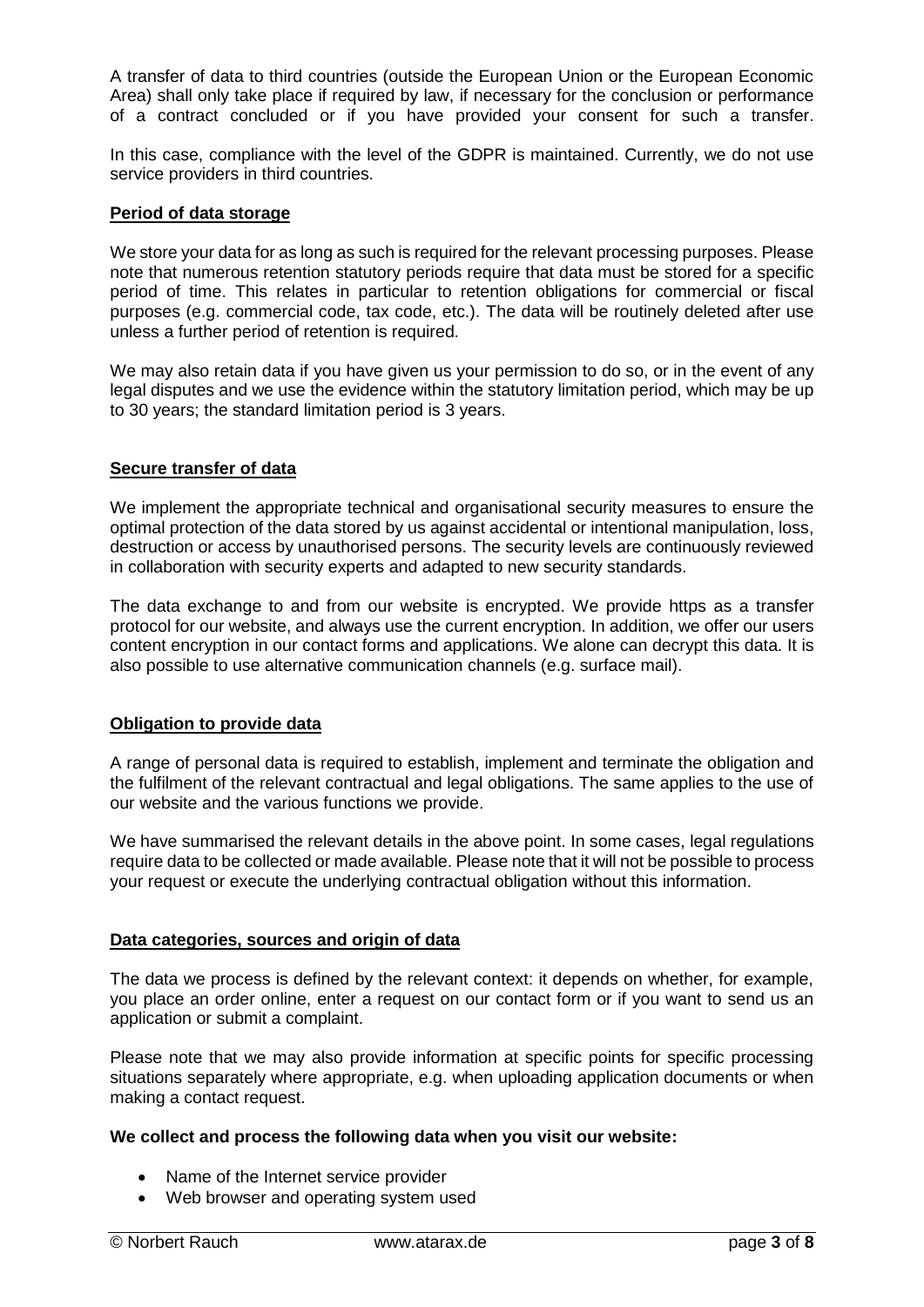A transfer of data to third countries (outside the European Union or the European Economic Area) shall only take place if required by law, if necessary for the conclusion or performance of a contract concluded or if you have provided your consent for such a transfer.

In this case, compliance with the level of the GDPR is maintained. Currently, we do not use service providers in third countries.

## Period of data storage

We store your data for as long as such is required for the relevant processing purposes. Please note that numerous retention statutory periods require that data must be stored for a specific period of time. This relates in particular to retention obligations for commercial or fiscal purposes (e.g. commercial code, tax code, etc.). The data will be routinely deleted after use unless a further period of retention is required.

We may also retain data if you have given us your permission to do so, or in the event of any legal disputes and we use the evidence within the statutory limitation period, which may be up to 30 years; the standard limitation period is 3 years.

## Secure transfer of data

We implement the appropriate technical and organisational security measures to ensure the optimal protection of the data stored by us against accidental or intentional manipulation, loss, destruction or access by unauthorised persons. The security levels are continuously reviewed in collaboration with security experts and adapted to new security standards.

The data exchange to and from our website is encrypted. We provide https as a transfer protocol for our website, and always use the current encryption. In addition, we offer our users content encryption in our contact forms and applications. We alone can decrypt this data. It is also possible to use alternative communication channels (e.g. surface mail).

## Obligation to provide data

A range of personal data is required to establish, implement and terminate the obligation and the fulfilment of the relevant contractual and legal obligations. The same applies to the use of our website and the various functions we provide.

We have summarised the relevant details in the above point. In some cases, legal regulations require data to be collected or made available. Please note that it will not be possible to process your request or execute the underlying contractual obligation without this information.

## Data categories, sources and origin of data

The data we process is defined by the relevant context: it depends on whether, for example, you place an order online, enter a request on our contact form or if you want to send us an application or submit a complaint.

Please note that we may also provide information at specific points for specific processing situations separately where appropriate, e.g. when uploading application documents or when making a contact request.

**We collect and process the following data when you visit our website:**

- Name of the Internet service provider
- Web browser and operating system used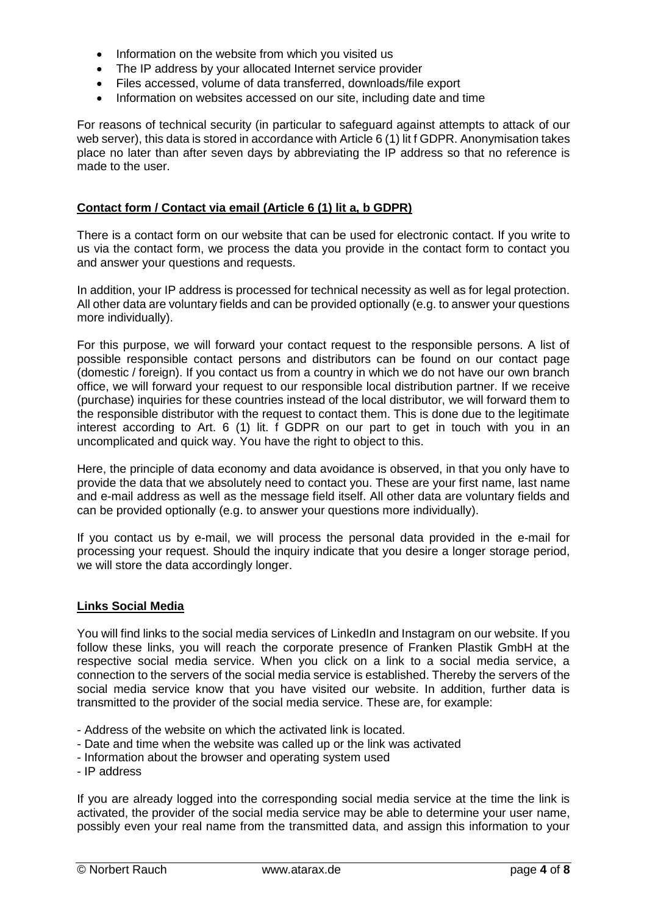- Information on the website from which you visited us
- The IP address by your allocated Internet service provider
- Files accessed, volume of data transferred, downloads/file export
- Information on websites accessed on our site, including date and time

For reasons of technical security (in particular to safeguard against attempts to attack of our web server), this data is stored in accordance with Article 6 (1) lit f GDPR. Anonymisation takes place no later than after seven days by abbreviating the IP address so that no reference is made to the user.

**Contact form / Contact via email (Article 6 (1) lit a, b GDPR)**

There is a contact form on our website that can be used for electronic contact. If you write to us via the contact form, we process the data you provide in the contact form to contact you and answer your questions and requests.

In addition, your IP address is processed for technical necessity as well as for legal protection. All other data are voluntary fields and can be provided optionally (e.g. to answer your questions more individually).

For this purpose, we will forward your contact request to the responsible persons. A list of possible responsible contact persons and distributors can be found on our contact page (domestic / foreign). If you contact us from a country in which we do not have our own branch office, we will forward your request to our responsible local distribution partner. If we receive (purchase) inquiries for these countries instead of the local distributor, we will forward them to the responsible distributor with the request to contact them. This is done due to the legitimate interest according to Art. 6 (1) lit. f GDPR on our part to get in touch with you in an uncomplicated and quick way. You have the right to object to this.

Here, the principle of data economy and data avoidance is observed, in that you only have to provide the data that we absolutely need to contact you. These are your first name, last name and e-mail address as well as the message field itself. All other data are voluntary fields and can be provided optionally (e.g. to answer your questions more individually).

If you contact us by e-mail, we will process the personal data provided in the e-mail for processing your request. Should the inquiry indicate that you desire a longer storage period, we will store the data accordingly longer.

**Links Social Media**

You will find links to the social media services of LinkedIn and Instagram on our website. If you follow these links, you will reach the corporate presence of Franken Plastik GmbH at the respective social media service. When you click on a link to a social media service, a connection to the servers of the social media service is established. Thereby the servers of the social media service know that you have visited our website. In addition, further data is transmitted to the provider of the social media service. These are, for example:

- Address of the website on which the activated link is located.
- Date and time when the website was called up or the link was activated
- Information about the browser and operating system used
- IP address

If you are already logged into the corresponding social media service at the time the link is activated, the provider of the social media service may be able to determine your user name, possibly even your real name from the transmitted data, and assign this information to your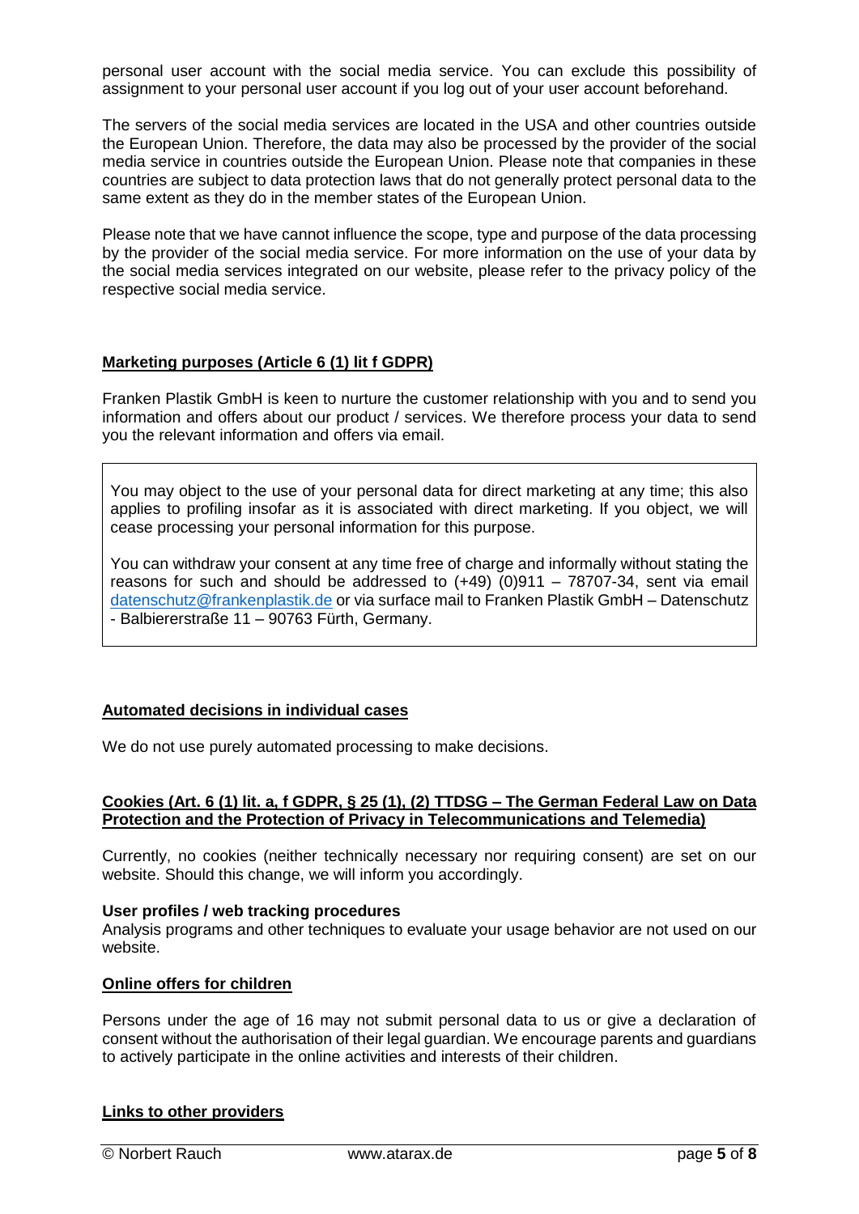personal user account with the social media service. You can exclude this possibility of assignment to your personal user account if you log out of your user account beforehand.

The servers of the social media services are located in the USA and other countries outside the European Union. Therefore, the data may also be processed by the provider of the social media service in countries outside the European Union. Please note that companies in these countries are subject to data protection laws that do not generally protect personal data to the same extent as they do in the member states of the European Union.

Please note that we have cannot influence the scope, type and purpose of the data processing by the provider of the social media service. For more information on the use of your data by the social media services integrated on our website, please refer to the privacy policy of the respective social media service.

## Marketing purposes (Article 6 (1) lit f GDPR)

Franken Plastik GmbH is keen to nurture the customer relationship with you and to send you information and offers about our product / services. We therefore process your data to send you the relevant information and offers via email.

> You may object to the use of your personal data for direct marketing at any time; this also applies to profiling insofar as it is associated with direct marketing. If you object, we will cease processing your personal information for this purpose.
>
> You can withdraw your consent at any time free of charge and informally without stating the reasons for such and should be addressed to (+49) (0)911 – 78707-34, sent via email datenschutz@frankenplastik.de or via surface mail to Franken Plastik GmbH – Datenschutz - Balbiererstraße 11 – 90763 Fürth, Germany.

## Automated decisions in individual cases

We do not use purely automated processing to make decisions.

## Cookies (Art. 6 (1) lit. a, f GDPR, § 25 (1), (2) TTDSG – The German Federal Law on Data Protection and the Protection of Privacy in Telecommunications and Telemedia)

Currently, no cookies (neither technically necessary nor requiring consent) are set on our website. Should this change, we will inform you accordingly.

**User profiles / web tracking procedures**
Analysis programs and other techniques to evaluate your usage behavior are not used on our website.

## Online offers for children

Persons under the age of 16 may not submit personal data to us or give a declaration of consent without the authorisation of their legal guardian. We encourage parents and guardians to actively participate in the online activities and interests of their children.

## Links to other providers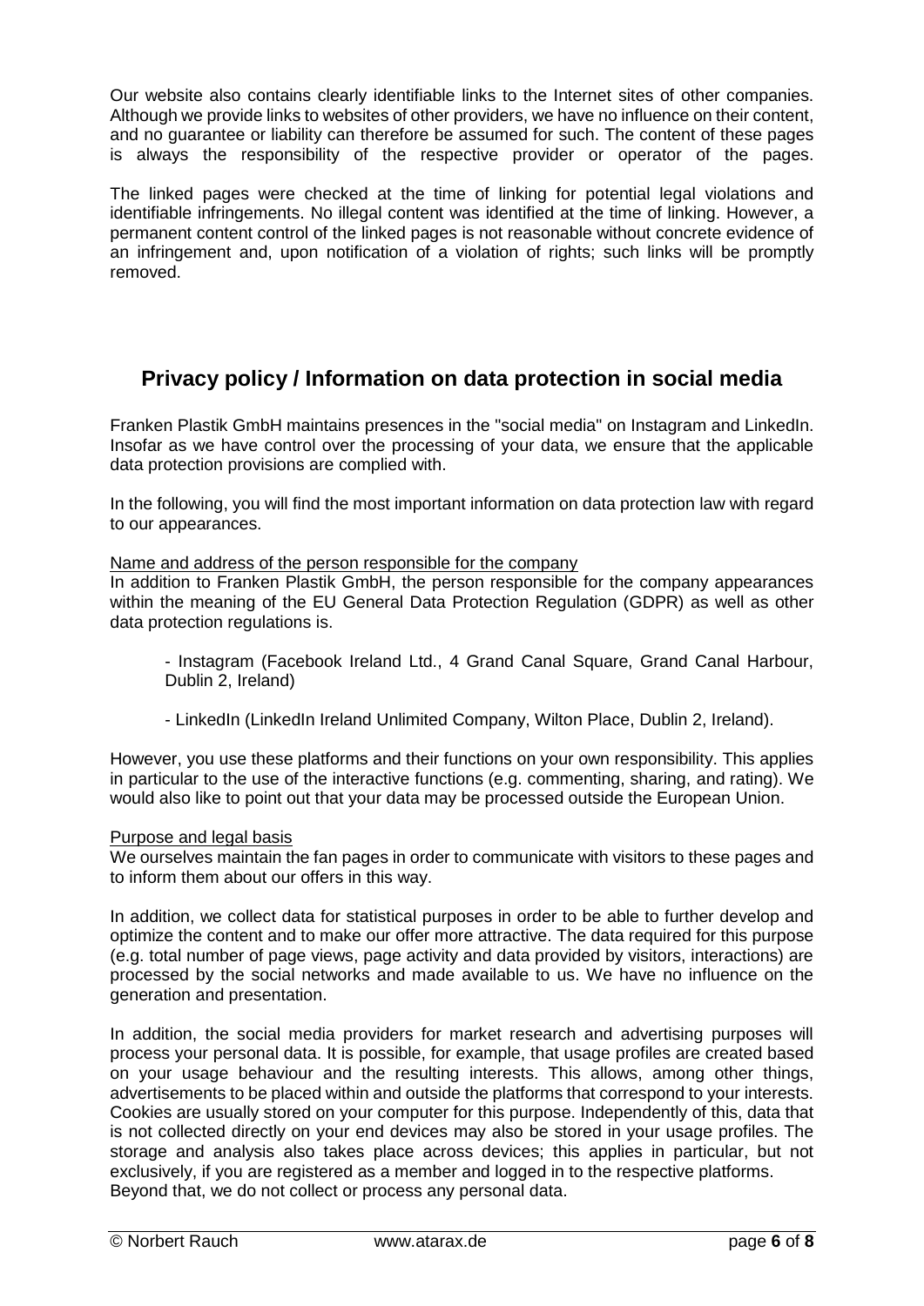Our website also contains clearly identifiable links to the Internet sites of other companies. Although we provide links to websites of other providers, we have no influence on their content, and no guarantee or liability can therefore be assumed for such. The content of these pages is always the responsibility of the respective provider or operator of the pages.

The linked pages were checked at the time of linking for potential legal violations and identifiable infringements. No illegal content was identified at the time of linking. However, a permanent content control of the linked pages is not reasonable without concrete evidence of an infringement and, upon notification of a violation of rights; such links will be promptly removed.

## Privacy policy / Information on data protection in social media

Franken Plastik GmbH maintains presences in the "social media" on Instagram and LinkedIn. Insofar as we have control over the processing of your data, we ensure that the applicable data protection provisions are complied with.

In the following, you will find the most important information on data protection law with regard to our appearances.

Name and address of the person responsible for the company

In addition to Franken Plastik GmbH, the person responsible for the company appearances within the meaning of the EU General Data Protection Regulation (GDPR) as well as other data protection regulations is.

- Instagram (Facebook Ireland Ltd., 4 Grand Canal Square, Grand Canal Harbour, Dublin 2, Ireland)

- LinkedIn (LinkedIn Ireland Unlimited Company, Wilton Place, Dublin 2, Ireland).

However, you use these platforms and their functions on your own responsibility. This applies in particular to the use of the interactive functions (e.g. commenting, sharing, and rating). We would also like to point out that your data may be processed outside the European Union.

Purpose and legal basis

We ourselves maintain the fan pages in order to communicate with visitors to these pages and to inform them about our offers in this way.

In addition, we collect data for statistical purposes in order to be able to further develop and optimize the content and to make our offer more attractive. The data required for this purpose (e.g. total number of page views, page activity and data provided by visitors, interactions) are processed by the social networks and made available to us. We have no influence on the generation and presentation.

In addition, the social media providers for market research and advertising purposes will process your personal data. It is possible, for example, that usage profiles are created based on your usage behaviour and the resulting interests. This allows, among other things, advertisements to be placed within and outside the platforms that correspond to your interests. Cookies are usually stored on your computer for this purpose. Independently of this, data that is not collected directly on your end devices may also be stored in your usage profiles. The storage and analysis also takes place across devices; this applies in particular, but not exclusively, if you are registered as a member and logged in to the respective platforms. Beyond that, we do not collect or process any personal data.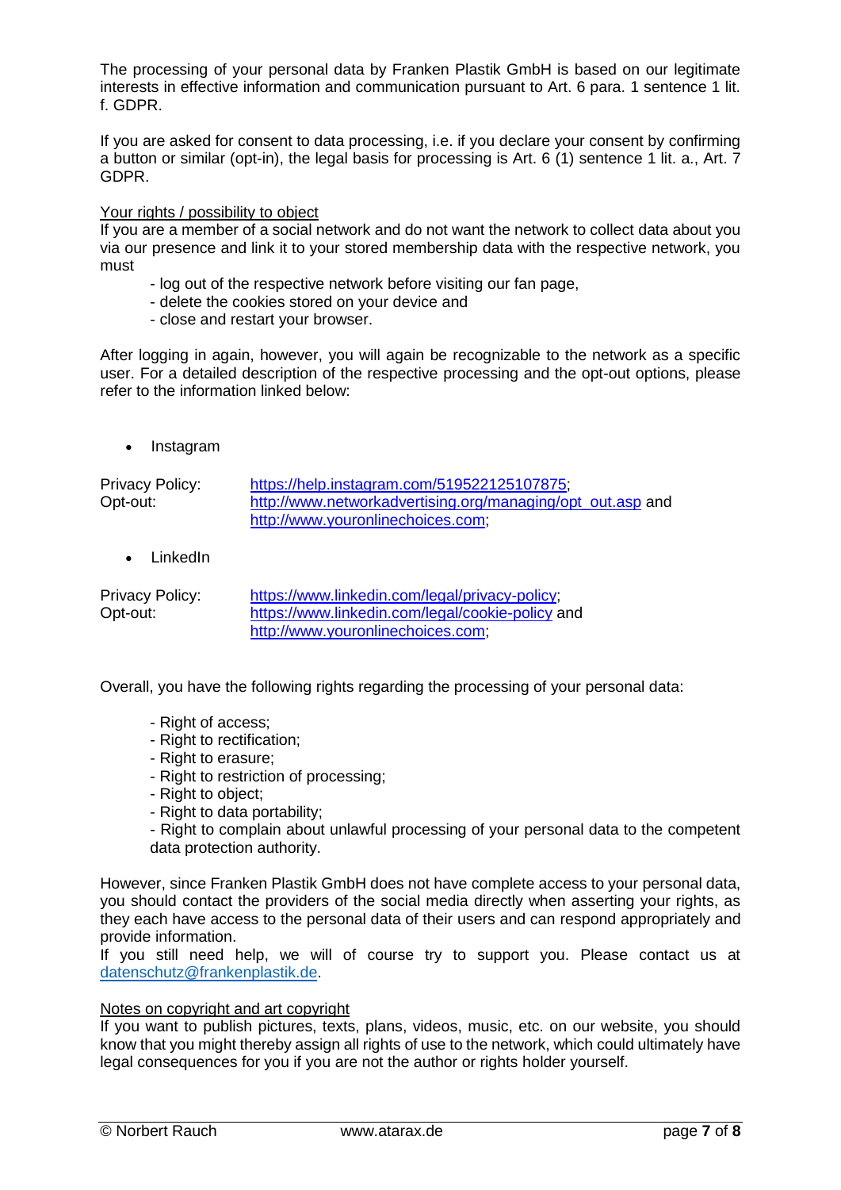The processing of your personal data by Franken Plastik GmbH is based on our legitimate interests in effective information and communication pursuant to Art. 6 para. 1 sentence 1 lit. f. GDPR.

If you are asked for consent to data processing, i.e. if you declare your consent by confirming a button or similar (opt-in), the legal basis for processing is Art. 6 (1) sentence 1 lit. a., Art. 7 GDPR.

Your rights / possibility to object

If you are a member of a social network and do not want the network to collect data about you via our presence and link it to your stored membership data with the respective network, you must

- log out of the respective network before visiting our fan page,
- delete the cookies stored on your device and
- close and restart your browser.

After logging in again, however, you will again be recognizable to the network as a specific user. For a detailed description of the respective processing and the opt-out options, please refer to the information linked below:

- Instagram

Privacy Policy: https://help.instagram.com/519522125107875;
Opt-out: http://www.networkadvertising.org/managing/opt_out.asp and http://www.youronlinechoices.com;

- LinkedIn

Privacy Policy: https://www.linkedin.com/legal/privacy-policy;
Opt-out: https://www.linkedin.com/legal/cookie-policy and http://www.youronlinechoices.com;

Overall, you have the following rights regarding the processing of your personal data:

- Right of access;
- Right to rectification;
- Right to erasure;
- Right to restriction of processing;
- Right to object;
- Right to data portability;
- Right to complain about unlawful processing of your personal data to the competent data protection authority.

However, since Franken Plastik GmbH does not have complete access to your personal data, you should contact the providers of the social media directly when asserting your rights, as they each have access to the personal data of their users and can respond appropriately and provide information.

If you still need help, we will of course try to support you. Please contact us at datenschutz@frankenplastik.de.

Notes on copyright and art copyright

If you want to publish pictures, texts, plans, videos, music, etc. on our website, you should know that you might thereby assign all rights of use to the network, which could ultimately have legal consequences for you if you are not the author or rights holder yourself.